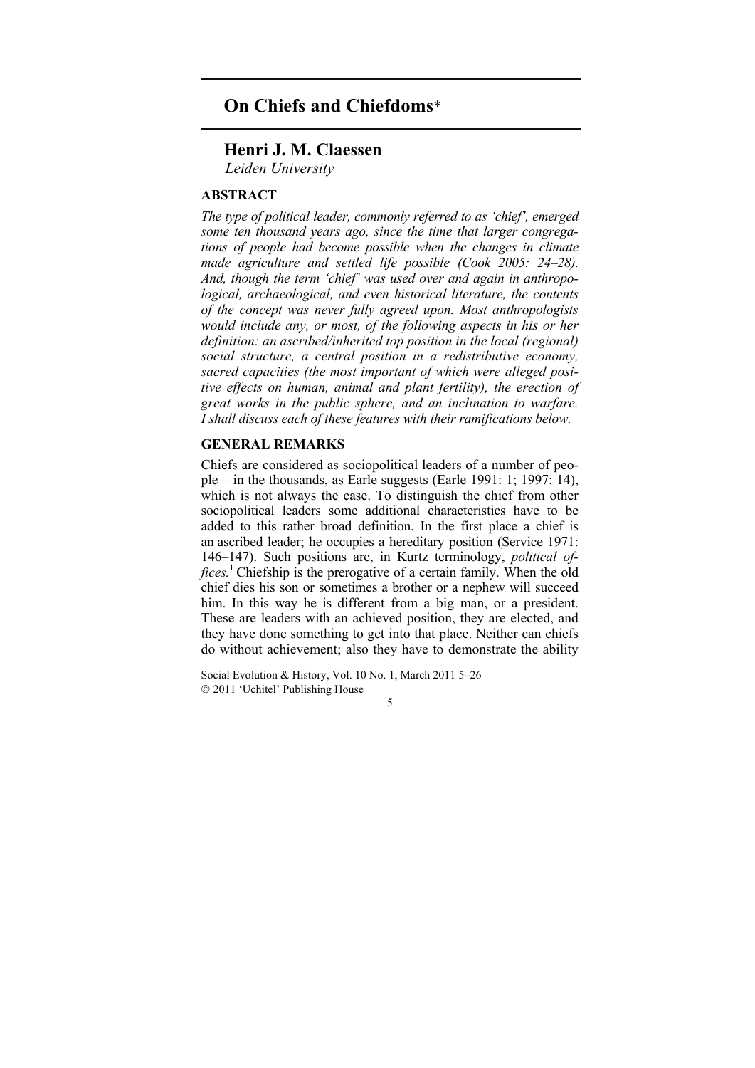# On Chiefs and Chiefdoms*

## Henri J. M. Claessen

*Leiden University*

### ABSTRACT

*The type of political leader, commonly referred to as 'chief', emerged some ten thousand years ago, since the time that larger congregations of people had become possible when the changes in climate made agriculture and settled life possible (Cook 2005: 24–28). And, though the term 'chief' was used over and again in anthropological, archaeological, and even historical literature, the contents of the concept was never fully agreed upon. Most anthropologists would include any, or most, of the following aspects in his or her definition: an ascribed/inherited top position in the local (regional) social structure, a central position in a redistributive economy, sacred capacities (the most important of which were alleged positive effects on human, animal and plant fertility), the erection of great works in the public sphere, and an inclination to warfare. I shall discuss each of these features with their ramifications below.*

### GENERAL REMARKS

Chiefs are considered as sociopolitical leaders of a number of people – in the thousands, as Earle suggests (Earle 1991: 1; 1997: 14), which is not always the case. To distinguish the chief from other sociopolitical leaders some additional characteristics have to be added to this rather broad definition. In the first place a chief is an ascribed leader; he occupies a hereditary position (Service 1971: 146–147). Such positions are, in Kurtz terminology, *political offices.*[1] Chiefship is the prerogative of a certain family. When the old chief dies his son or sometimes a brother or a nephew will succeed him. In this way he is different from a big man, or a president. These are leaders with an achieved position, they are elected, and they have done something to get into that place. Neither can chiefs do without achievement; also they have to demonstrate the ability

Social Evolution & History, Vol. 10 No. 1, March 2011 5–26
© 2011 'Uchitel' Publishing House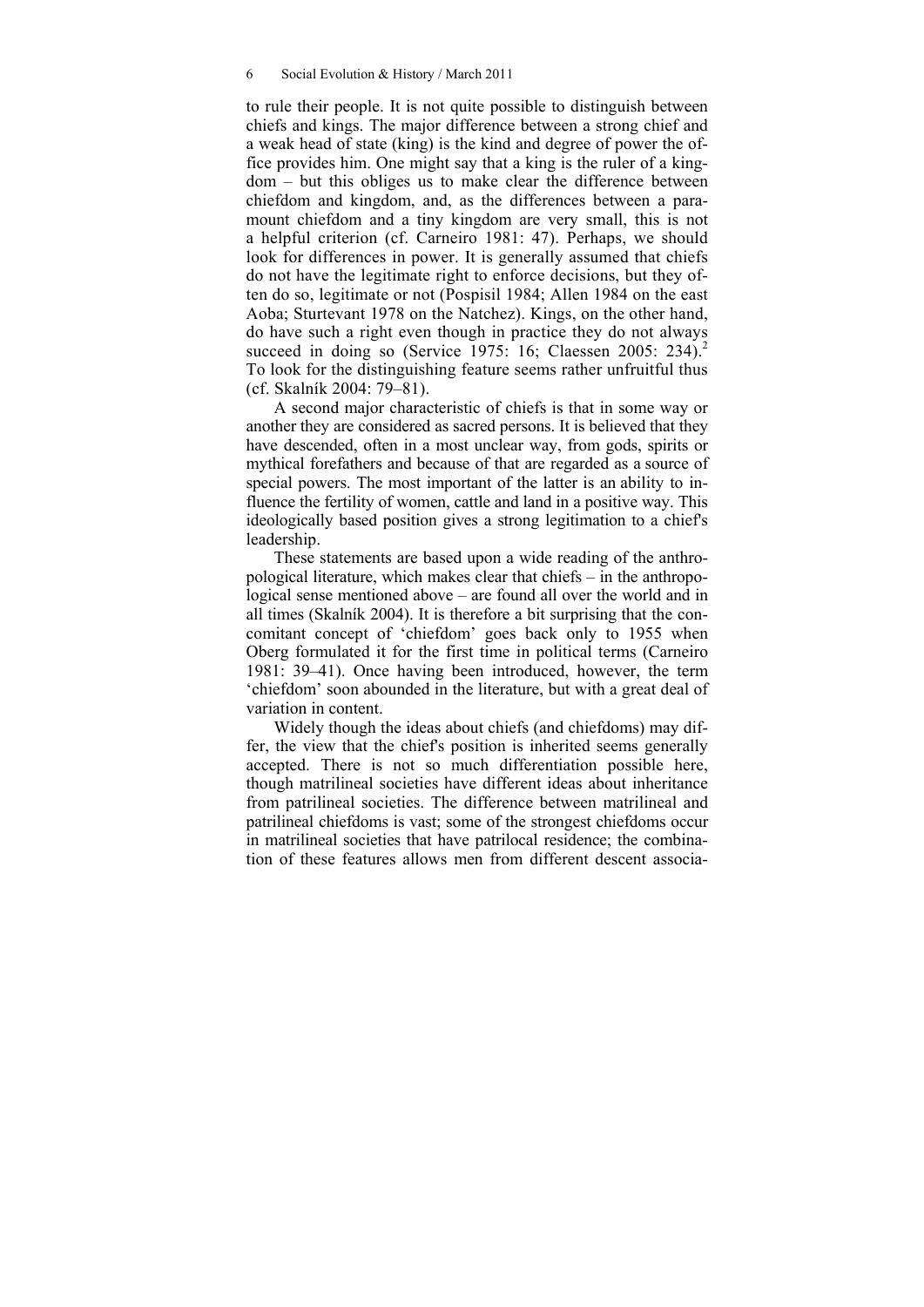to rule their people. It is not quite possible to distinguish between chiefs and kings. The major difference between a strong chief and a weak head of state (king) is the kind and degree of power the office provides him. One might say that a king is the ruler of a kingdom – but this obliges us to make clear the difference between chiefdom and kingdom, and, as the differences between a paramount chiefdom and a tiny kingdom are very small, this is not a helpful criterion (cf. Carneiro 1981: 47). Perhaps, we should look for differences in power. It is generally assumed that chiefs do not have the legitimate right to enforce decisions, but they often do so, legitimate or not (Pospisil 1984; Allen 1984 on the east Aoba; Sturtevant 1978 on the Natchez). Kings, on the other hand, do have such a right even though in practice they do not always succeed in doing so (Service 1975: 16; Claessen 2005: 234).[2] To look for the distinguishing feature seems rather unfruitful thus (cf. Skalník 2004: 79–81).

A second major characteristic of chiefs is that in some way or another they are considered as sacred persons. It is believed that they have descended, often in a most unclear way, from gods, spirits or mythical forefathers and because of that are regarded as a source of special powers. The most important of the latter is an ability to influence the fertility of women, cattle and land in a positive way. This ideologically based position gives a strong legitimation to a chief's leadership.

These statements are based upon a wide reading of the anthropological literature, which makes clear that chiefs – in the anthropological sense mentioned above – are found all over the world and in all times (Skalník 2004). It is therefore a bit surprising that the concomitant concept of 'chiefdom' goes back only to 1955 when Oberg formulated it for the first time in political terms (Carneiro 1981: 39–41). Once having been introduced, however, the term 'chiefdom' soon abounded in the literature, but with a great deal of variation in content.

Widely though the ideas about chiefs (and chiefdoms) may differ, the view that the chief's position is inherited seems generally accepted. There is not so much differentiation possible here, though matrilineal societies have different ideas about inheritance from patrilineal societies. The difference between matrilineal and patrilineal chiefdoms is vast; some of the strongest chiefdoms occur in matrilineal societies that have patrilocal residence; the combination of these features allows men from different descent associa-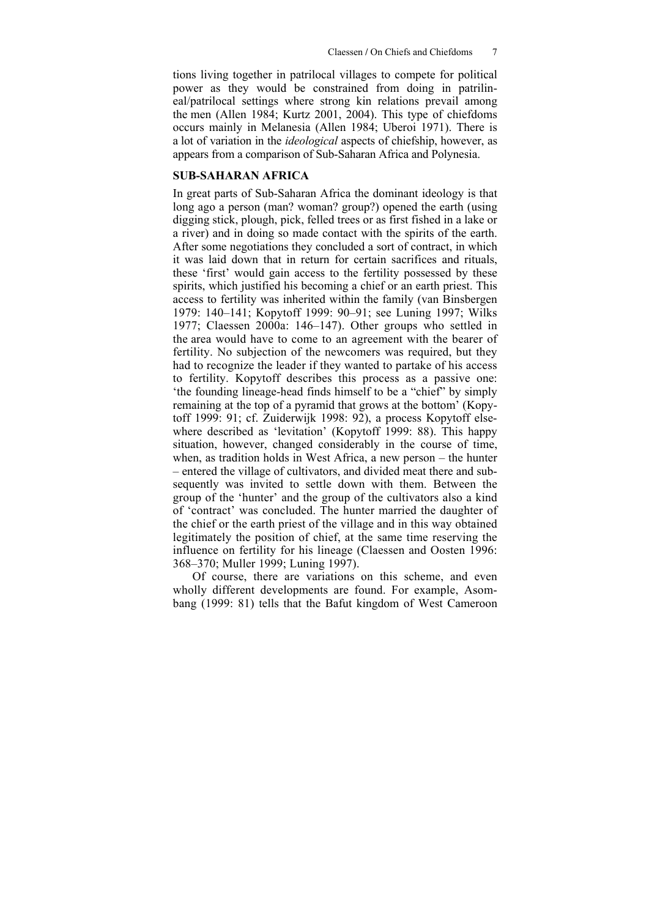tions living together in patrilocal villages to compete for political power as they would be constrained from doing in patrilineal/patrilocal settings where strong kin relations prevail among the men (Allen 1984; Kurtz 2001, 2004). This type of chiefdoms occurs mainly in Melanesia (Allen 1984; Uberoi 1971). There is a lot of variation in the *ideological* aspects of chiefship, however, as appears from a comparison of Sub-Saharan Africa and Polynesia.

## SUB-SAHARAN AFRICA

In great parts of Sub-Saharan Africa the dominant ideology is that long ago a person (man? woman? group?) opened the earth (using digging stick, plough, pick, felled trees or as first fished in a lake or a river) and in doing so made contact with the spirits of the earth. After some negotiations they concluded a sort of contract, in which it was laid down that in return for certain sacrifices and rituals, these 'first' would gain access to the fertility possessed by these spirits, which justified his becoming a chief or an earth priest. This access to fertility was inherited within the family (van Binsbergen 1979: 140–141; Kopytoff 1999: 90–91; see Luning 1997; Wilks 1977; Claessen 2000a: 146–147). Other groups who settled in the area would have to come to an agreement with the bearer of fertility. No subjection of the newcomers was required, but they had to recognize the leader if they wanted to partake of his access to fertility. Kopytoff describes this process as a passive one: 'the founding lineage-head finds himself to be a "chief" by simply remaining at the top of a pyramid that grows at the bottom' (Kopytoff 1999: 91; cf. Zuiderwijk 1998: 92), a process Kopytoff elsewhere described as 'levitation' (Kopytoff 1999: 88). This happy situation, however, changed considerably in the course of time, when, as tradition holds in West Africa, a new person – the hunter – entered the village of cultivators, and divided meat there and subsequently was invited to settle down with them. Between the group of the 'hunter' and the group of the cultivators also a kind of 'contract' was concluded. The hunter married the daughter of the chief or the earth priest of the village and in this way obtained legitimately the position of chief, at the same time reserving the influence on fertility for his lineage (Claessen and Oosten 1996: 368–370; Muller 1999; Luning 1997).

Of course, there are variations on this scheme, and even wholly different developments are found. For example, Asombang (1999: 81) tells that the Bafut kingdom of West Cameroon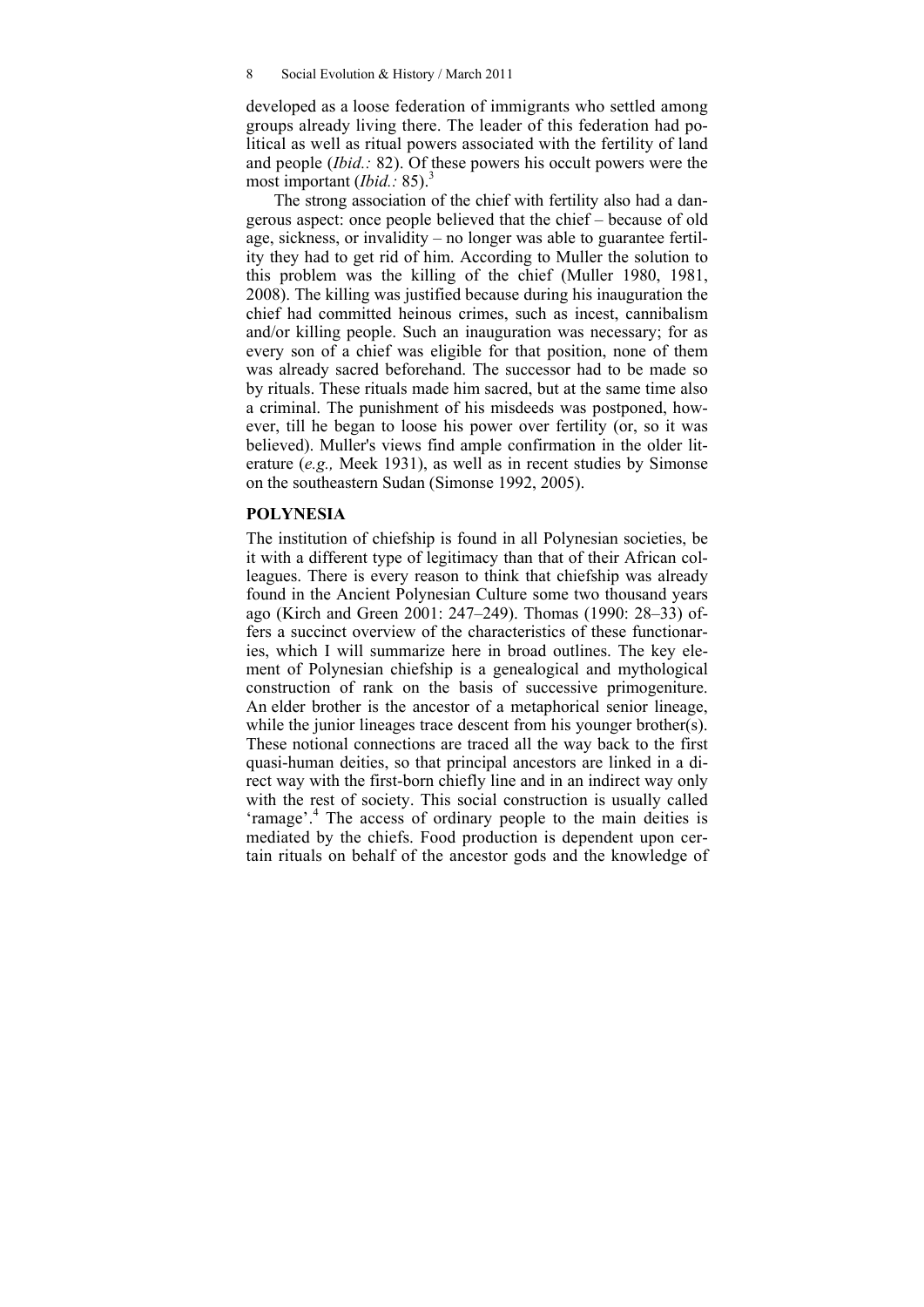developed as a loose federation of immigrants who settled among groups already living there. The leader of this federation had political as well as ritual powers associated with the fertility of land and people (*Ibid.:* 82). Of these powers his occult powers were the most important (*Ibid.:* 85).[3]

The strong association of the chief with fertility also had a dangerous aspect: once people believed that the chief – because of old age, sickness, or invalidity – no longer was able to guarantee fertility they had to get rid of him. According to Muller the solution to this problem was the killing of the chief (Muller 1980, 1981, 2008). The killing was justified because during his inauguration the chief had committed heinous crimes, such as incest, cannibalism and/or killing people. Such an inauguration was necessary; for as every son of a chief was eligible for that position, none of them was already sacred beforehand. The successor had to be made so by rituals. These rituals made him sacred, but at the same time also a criminal. The punishment of his misdeeds was postponed, however, till he began to loose his power over fertility (or, so it was believed). Muller's views find ample confirmation in the older literature (*e.g.,* Meek 1931), as well as in recent studies by Simonse on the southeastern Sudan (Simonse 1992, 2005).

## POLYNESIA

The institution of chiefship is found in all Polynesian societies, be it with a different type of legitimacy than that of their African colleagues. There is every reason to think that chiefship was already found in the Ancient Polynesian Culture some two thousand years ago (Kirch and Green 2001: 247–249). Thomas (1990: 28–33) offers a succinct overview of the characteristics of these functionaries, which I will summarize here in broad outlines. The key element of Polynesian chiefship is a genealogical and mythological construction of rank on the basis of successive primogeniture. An elder brother is the ancestor of a metaphorical senior lineage, while the junior lineages trace descent from his younger brother(s). These notional connections are traced all the way back to the first quasi-human deities, so that principal ancestors are linked in a direct way with the first-born chiefly line and in an indirect way only with the rest of society. This social construction is usually called 'ramage'.[4] The access of ordinary people to the main deities is mediated by the chiefs. Food production is dependent upon certain rituals on behalf of the ancestor gods and the knowledge of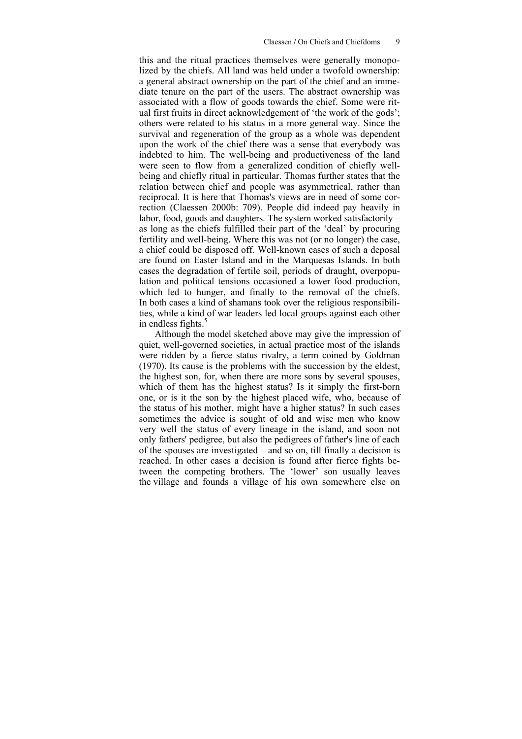this and the ritual practices themselves were generally monopolized by the chiefs. All land was held under a twofold ownership: a general abstract ownership on the part of the chief and an immediate tenure on the part of the users. The abstract ownership was associated with a flow of goods towards the chief. Some were ritual first fruits in direct acknowledgement of 'the work of the gods'; others were related to his status in a more general way. Since the survival and regeneration of the group as a whole was dependent upon the work of the chief there was a sense that everybody was indebted to him. The well-being and productiveness of the land were seen to flow from a generalized condition of chiefly well-being and chiefly ritual in particular. Thomas further states that the relation between chief and people was asymmetrical, rather than reciprocal. It is here that Thomas's views are in need of some correction (Claessen 2000b: 709). People did indeed pay heavily in labor, food, goods and daughters. The system worked satisfactorily – as long as the chiefs fulfilled their part of the 'deal' by procuring fertility and well-being. Where this was not (or no longer) the case, a chief could be disposed off. Well-known cases of such a deposal are found on Easter Island and in the Marquesas Islands. In both cases the degradation of fertile soil, periods of draught, overpopulation and political tensions occasioned a lower food production, which led to hunger, and finally to the removal of the chiefs. In both cases a kind of shamans took over the religious responsibilities, while a kind of war leaders led local groups against each other in endless fights.[5]

Although the model sketched above may give the impression of quiet, well-governed societies, in actual practice most of the islands were ridden by a fierce status rivalry, a term coined by Goldman (1970). Its cause is the problems with the succession by the eldest, the highest son, for, when there are more sons by several spouses, which of them has the highest status? Is it simply the first-born one, or is it the son by the highest placed wife, who, because of the status of his mother, might have a higher status? In such cases sometimes the advice is sought of old and wise men who know very well the status of every lineage in the island, and soon not only fathers' pedigree, but also the pedigrees of father's line of each of the spouses are investigated – and so on, till finally a decision is reached. In other cases a decision is found after fierce fights between the competing brothers. The 'lower' son usually leaves the village and founds a village of his own somewhere else on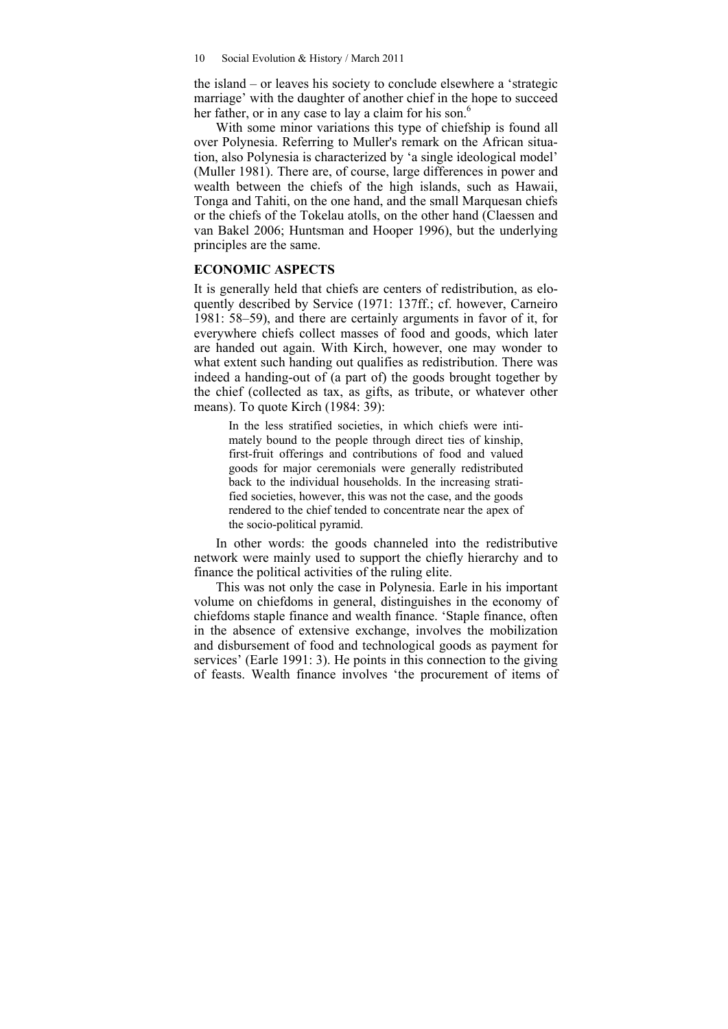the island – or leaves his society to conclude elsewhere a 'strategic marriage' with the daughter of another chief in the hope to succeed her father, or in any case to lay a claim for his son.[6]

With some minor variations this type of chiefship is found all over Polynesia. Referring to Muller's remark on the African situation, also Polynesia is characterized by 'a single ideological model' (Muller 1981). There are, of course, large differences in power and wealth between the chiefs of the high islands, such as Hawaii, Tonga and Tahiti, on the one hand, and the small Marquesan chiefs or the chiefs of the Tokelau atolls, on the other hand (Claessen and van Bakel 2006; Huntsman and Hooper 1996), but the underlying principles are the same.

## ECONOMIC ASPECTS

It is generally held that chiefs are centers of redistribution, as eloquently described by Service (1971: 137ff.; cf. however, Carneiro 1981: 58–59), and there are certainly arguments in favor of it, for everywhere chiefs collect masses of food and goods, which later are handed out again. With Kirch, however, one may wonder to what extent such handing out qualifies as redistribution. There was indeed a handing-out of (a part of) the goods brought together by the chief (collected as tax, as gifts, as tribute, or whatever other means). To quote Kirch (1984: 39):

> In the less stratified societies, in which chiefs were intimately bound to the people through direct ties of kinship, first-fruit offerings and contributions of food and valued goods for major ceremonials were generally redistributed back to the individual households. In the increasing stratified societies, however, this was not the case, and the goods rendered to the chief tended to concentrate near the apex of the socio-political pyramid.

In other words: the goods channeled into the redistributive network were mainly used to support the chiefly hierarchy and to finance the political activities of the ruling elite.

This was not only the case in Polynesia. Earle in his important volume on chiefdoms in general, distinguishes in the economy of chiefdoms staple finance and wealth finance. 'Staple finance, often in the absence of extensive exchange, involves the mobilization and disbursement of food and technological goods as payment for services' (Earle 1991: 3). He points in this connection to the giving of feasts. Wealth finance involves 'the procurement of items of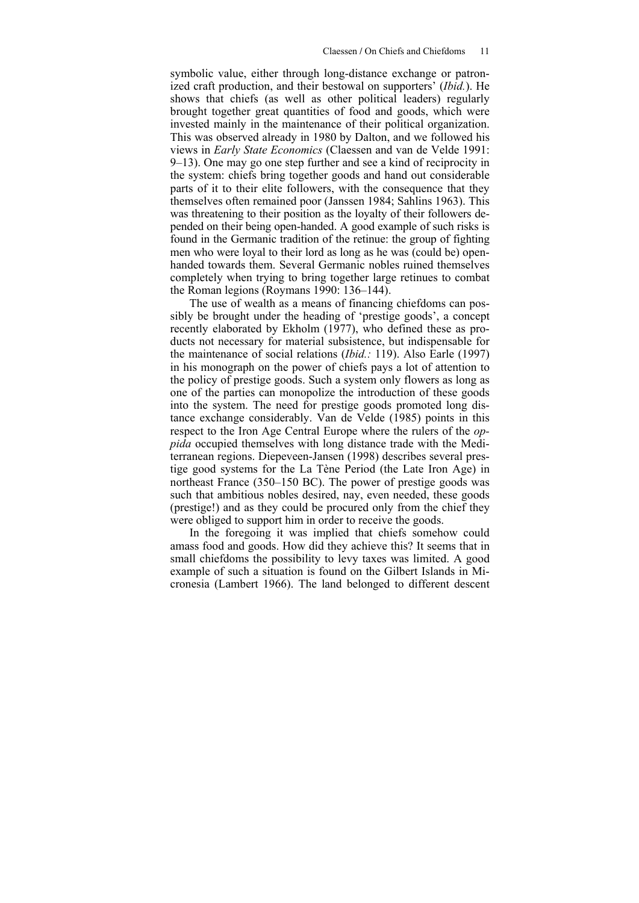symbolic value, either through long-distance exchange or patronized craft production, and their bestowal on supporters' (*Ibid.*). He shows that chiefs (as well as other political leaders) regularly brought together great quantities of food and goods, which were invested mainly in the maintenance of their political organization. This was observed already in 1980 by Dalton, and we followed his views in *Early State Economics* (Claessen and van de Velde 1991: 9–13). One may go one step further and see a kind of reciprocity in the system: chiefs bring together goods and hand out considerable parts of it to their elite followers, with the consequence that they themselves often remained poor (Janssen 1984; Sahlins 1963). This was threatening to their position as the loyalty of their followers depended on their being open-handed. A good example of such risks is found in the Germanic tradition of the retinue: the group of fighting men who were loyal to their lord as long as he was (could be) open-handed towards them. Several Germanic nobles ruined themselves completely when trying to bring together large retinues to combat the Roman legions (Roymans 1990: 136–144).

The use of wealth as a means of financing chiefdoms can possibly be brought under the heading of 'prestige goods', a concept recently elaborated by Ekholm (1977), who defined these as products not necessary for material subsistence, but indispensable for the maintenance of social relations (*Ibid.:* 119). Also Earle (1997) in his monograph on the power of chiefs pays a lot of attention to the policy of prestige goods. Such a system only flowers as long as one of the parties can monopolize the introduction of these goods into the system. The need for prestige goods promoted long distance exchange considerably. Van de Velde (1985) points in this respect to the Iron Age Central Europe where the rulers of the *oppida* occupied themselves with long distance trade with the Mediterranean regions. Diepeveen-Jansen (1998) describes several prestige good systems for the La Tène Period (the Late Iron Age) in northeast France (350–150 BC). The power of prestige goods was such that ambitious nobles desired, nay, even needed, these goods (prestige!) and as they could be procured only from the chief they were obliged to support him in order to receive the goods.

In the foregoing it was implied that chiefs somehow could amass food and goods. How did they achieve this? It seems that in small chiefdoms the possibility to levy taxes was limited. A good example of such a situation is found on the Gilbert Islands in Micronesia (Lambert 1966). The land belonged to different descent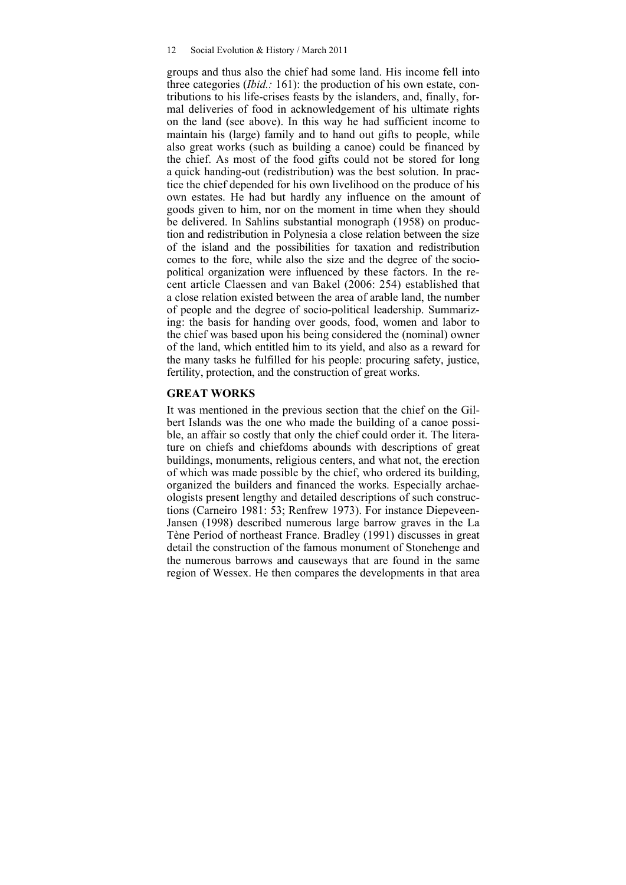groups and thus also the chief had some land. His income fell into three categories (*Ibid.:* 161): the production of his own estate, contributions to his life-crises feasts by the islanders, and, finally, formal deliveries of food in acknowledgement of his ultimate rights on the land (see above). In this way he had sufficient income to maintain his (large) family and to hand out gifts to people, while also great works (such as building a canoe) could be financed by the chief. As most of the food gifts could not be stored for long a quick handing-out (redistribution) was the best solution. In practice the chief depended for his own livelihood on the produce of his own estates. He had but hardly any influence on the amount of goods given to him, nor on the moment in time when they should be delivered. In Sahlins substantial monograph (1958) on production and redistribution in Polynesia a close relation between the size of the island and the possibilities for taxation and redistribution comes to the fore, while also the size and the degree of the socio-political organization were influenced by these factors. In the recent article Claessen and van Bakel (2006: 254) established that a close relation existed between the area of arable land, the number of people and the degree of socio-political leadership. Summarizing: the basis for handing over goods, food, women and labor to the chief was based upon his being considered the (nominal) owner of the land, which entitled him to its yield, and also as a reward for the many tasks he fulfilled for his people: procuring safety, justice, fertility, protection, and the construction of great works.

## GREAT WORKS

It was mentioned in the previous section that the chief on the Gilbert Islands was the one who made the building of a canoe possible, an affair so costly that only the chief could order it. The literature on chiefs and chiefdoms abounds with descriptions of great buildings, monuments, religious centers, and what not, the erection of which was made possible by the chief, who ordered its building, organized the builders and financed the works. Especially archaeologists present lengthy and detailed descriptions of such constructions (Carneiro 1981: 53; Renfrew 1973). For instance Diepeveen-Jansen (1998) described numerous large barrow graves in the La Tène Period of northeast France. Bradley (1991) discusses in great detail the construction of the famous monument of Stonehenge and the numerous barrows and causeways that are found in the same region of Wessex. He then compares the developments in that area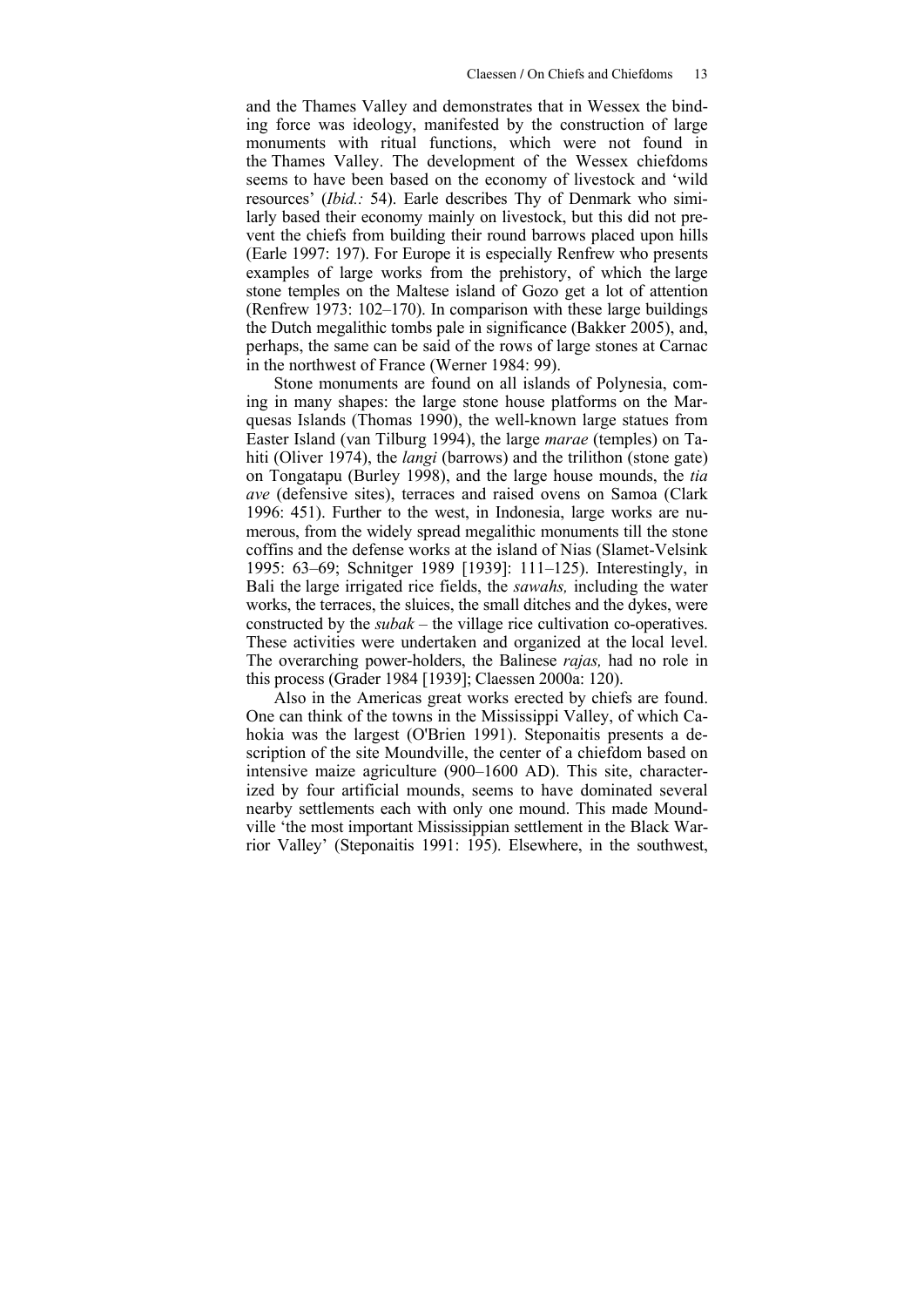and the Thames Valley and demonstrates that in Wessex the binding force was ideology, manifested by the construction of large monuments with ritual functions, which were not found in the Thames Valley. The development of the Wessex chiefdoms seems to have been based on the economy of livestock and 'wild resources' (*Ibid.:* 54). Earle describes Thy of Denmark who similarly based their economy mainly on livestock, but this did not prevent the chiefs from building their round barrows placed upon hills (Earle 1997: 197). For Europe it is especially Renfrew who presents examples of large works from the prehistory, of which the large stone temples on the Maltese island of Gozo get a lot of attention (Renfrew 1973: 102–170). In comparison with these large buildings the Dutch megalithic tombs pale in significance (Bakker 2005), and, perhaps, the same can be said of the rows of large stones at Carnac in the northwest of France (Werner 1984: 99).

Stone monuments are found on all islands of Polynesia, coming in many shapes: the large stone house platforms on the Marquesas Islands (Thomas 1990), the well-known large statues from Easter Island (van Tilburg 1994), the large *marae* (temples) on Tahiti (Oliver 1974), the *langi* (barrows) and the trilithon (stone gate) on Tongatapu (Burley 1998), and the large house mounds, the *tia ave* (defensive sites), terraces and raised ovens on Samoa (Clark 1996: 451). Further to the west, in Indonesia, large works are numerous, from the widely spread megalithic monuments till the stone coffins and the defense works at the island of Nias (Slamet-Velsink 1995: 63–69; Schnitger 1989 [1939]: 111–125). Interestingly, in Bali the large irrigated rice fields, the *sawahs,* including the water works, the terraces, the sluices, the small ditches and the dykes, were constructed by the *subak* – the village rice cultivation co-operatives. These activities were undertaken and organized at the local level. The overarching power-holders, the Balinese *rajas,* had no role in this process (Grader 1984 [1939]; Claessen 2000a: 120).

Also in the Americas great works erected by chiefs are found. One can think of the towns in the Mississippi Valley, of which Cahokia was the largest (O'Brien 1991). Steponaitis presents a description of the site Moundville, the center of a chiefdom based on intensive maize agriculture (900–1600 AD). This site, characterized by four artificial mounds, seems to have dominated several nearby settlements each with only one mound. This made Moundville 'the most important Mississippian settlement in the Black Warrior Valley' (Steponaitis 1991: 195). Elsewhere, in the southwest,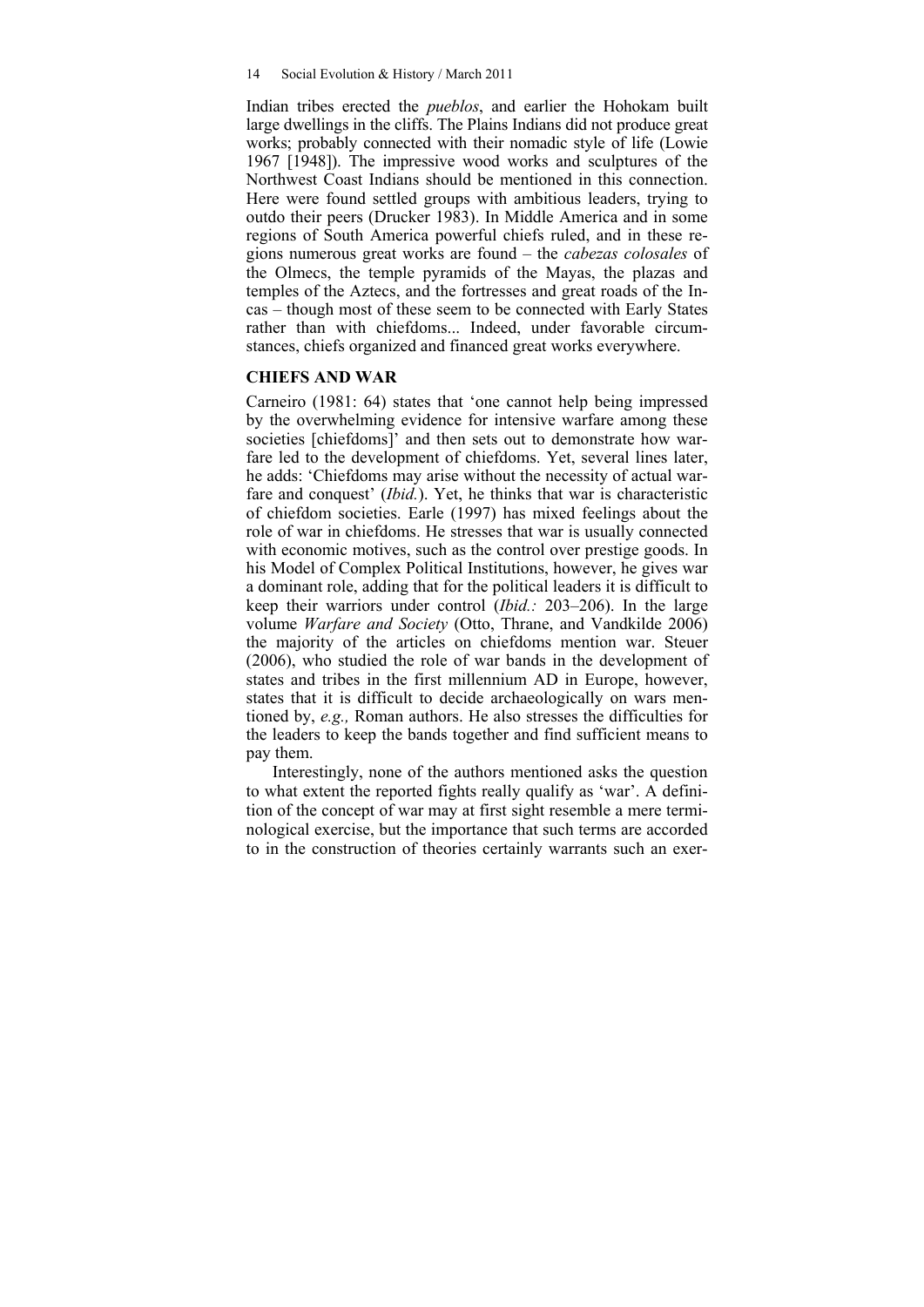Indian tribes erected the *pueblos*, and earlier the Hohokam built large dwellings in the cliffs. The Plains Indians did not produce great works; probably connected with their nomadic style of life (Lowie 1967 [1948]). The impressive wood works and sculptures of the Northwest Coast Indians should be mentioned in this connection. Here were found settled groups with ambitious leaders, trying to outdo their peers (Drucker 1983). In Middle America and in some regions of South America powerful chiefs ruled, and in these regions numerous great works are found – the *cabezas colosales* of the Olmecs, the temple pyramids of the Mayas, the plazas and temples of the Aztecs, and the fortresses and great roads of the Incas – though most of these seem to be connected with Early States rather than with chiefdoms... Indeed, under favorable circumstances, chiefs organized and financed great works everywhere.

### CHIEFS AND WAR

Carneiro (1981: 64) states that 'one cannot help being impressed by the overwhelming evidence for intensive warfare among these societies [chiefdoms]' and then sets out to demonstrate how warfare led to the development of chiefdoms. Yet, several lines later, he adds: 'Chiefdoms may arise without the necessity of actual warfare and conquest' (*Ibid.*). Yet, he thinks that war is characteristic of chiefdom societies. Earle (1997) has mixed feelings about the role of war in chiefdoms. He stresses that war is usually connected with economic motives, such as the control over prestige goods. In his Model of Complex Political Institutions, however, he gives war a dominant role, adding that for the political leaders it is difficult to keep their warriors under control (*Ibid.:* 203–206). In the large volume *Warfare and Society* (Otto, Thrane, and Vandkilde 2006) the majority of the articles on chiefdoms mention war. Steuer (2006), who studied the role of war bands in the development of states and tribes in the first millennium AD in Europe, however, states that it is difficult to decide archaeologically on wars mentioned by, *e.g.,* Roman authors. He also stresses the difficulties for the leaders to keep the bands together and find sufficient means to pay them.

Interestingly, none of the authors mentioned asks the question to what extent the reported fights really qualify as 'war'. A definition of the concept of war may at first sight resemble a mere terminological exercise, but the importance that such terms are accorded to in the construction of theories certainly warrants such an exer-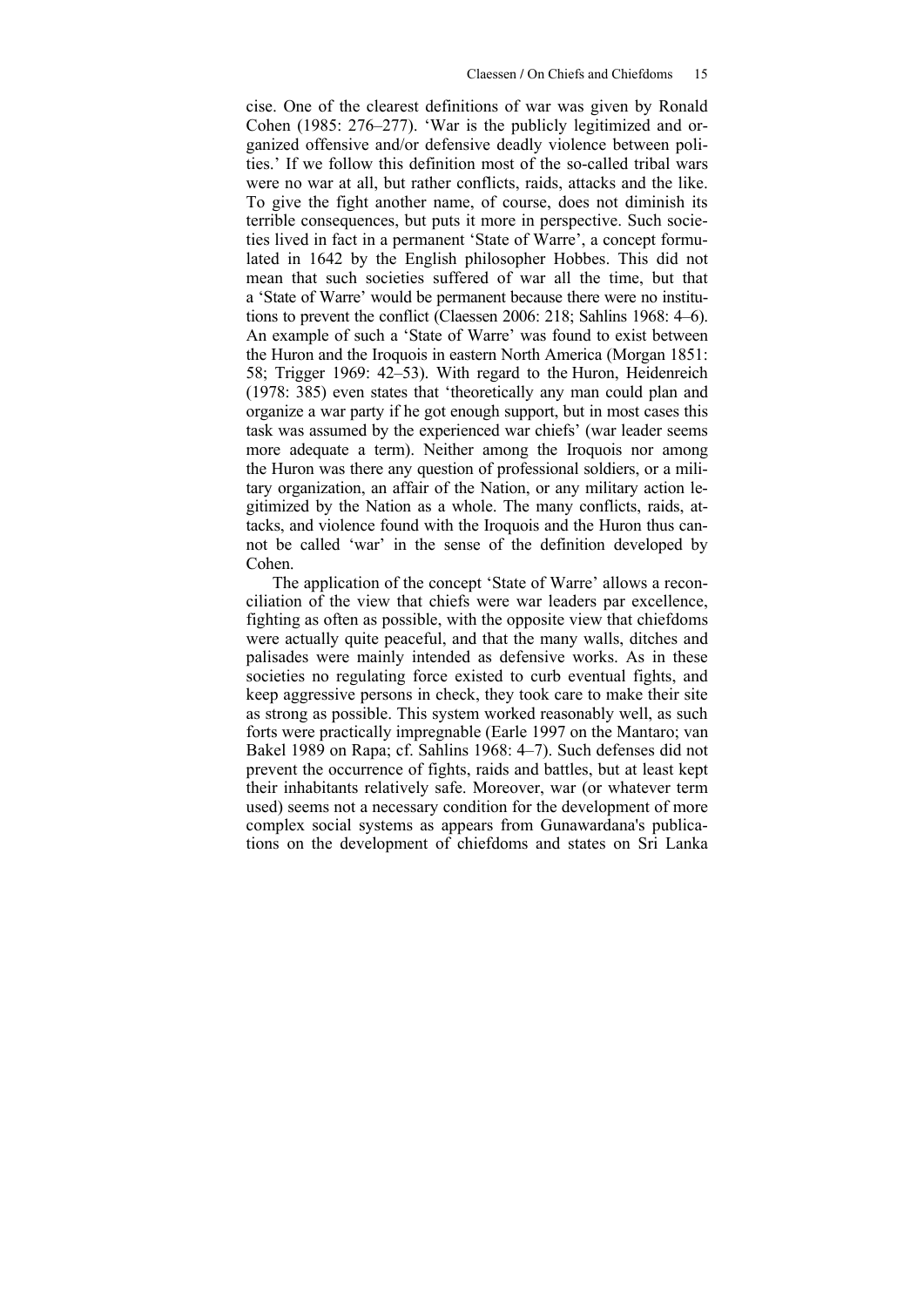cise. One of the clearest definitions of war was given by Ronald Cohen (1985: 276–277). 'War is the publicly legitimized and organized offensive and/or defensive deadly violence between polities.' If we follow this definition most of the so-called tribal wars were no war at all, but rather conflicts, raids, attacks and the like. To give the fight another name, of course, does not diminish its terrible consequences, but puts it more in perspective. Such societies lived in fact in a permanent 'State of Warre', a concept formulated in 1642 by the English philosopher Hobbes. This did not mean that such societies suffered of war all the time, but that a 'State of Warre' would be permanent because there were no institutions to prevent the conflict (Claessen 2006: 218; Sahlins 1968: 4–6). An example of such a 'State of Warre' was found to exist between the Huron and the Iroquois in eastern North America (Morgan 1851: 58; Trigger 1969: 42–53). With regard to the Huron, Heidenreich (1978: 385) even states that 'theoretically any man could plan and organize a war party if he got enough support, but in most cases this task was assumed by the experienced war chiefs' (war leader seems more adequate a term). Neither among the Iroquois nor among the Huron was there any question of professional soldiers, or a military organization, an affair of the Nation, or any military action legitimized by the Nation as a whole. The many conflicts, raids, attacks, and violence found with the Iroquois and the Huron thus cannot be called 'war' in the sense of the definition developed by Cohen.

The application of the concept 'State of Warre' allows a reconciliation of the view that chiefs were war leaders par excellence, fighting as often as possible, with the opposite view that chiefdoms were actually quite peaceful, and that the many walls, ditches and palisades were mainly intended as defensive works. As in these societies no regulating force existed to curb eventual fights, and keep aggressive persons in check, they took care to make their site as strong as possible. This system worked reasonably well, as such forts were practically impregnable (Earle 1997 on the Mantaro; van Bakel 1989 on Rapa; cf. Sahlins 1968: 4–7). Such defenses did not prevent the occurrence of fights, raids and battles, but at least kept their inhabitants relatively safe. Moreover, war (or whatever term used) seems not a necessary condition for the development of more complex social systems as appears from Gunawardana's publications on the development of chiefdoms and states on Sri Lanka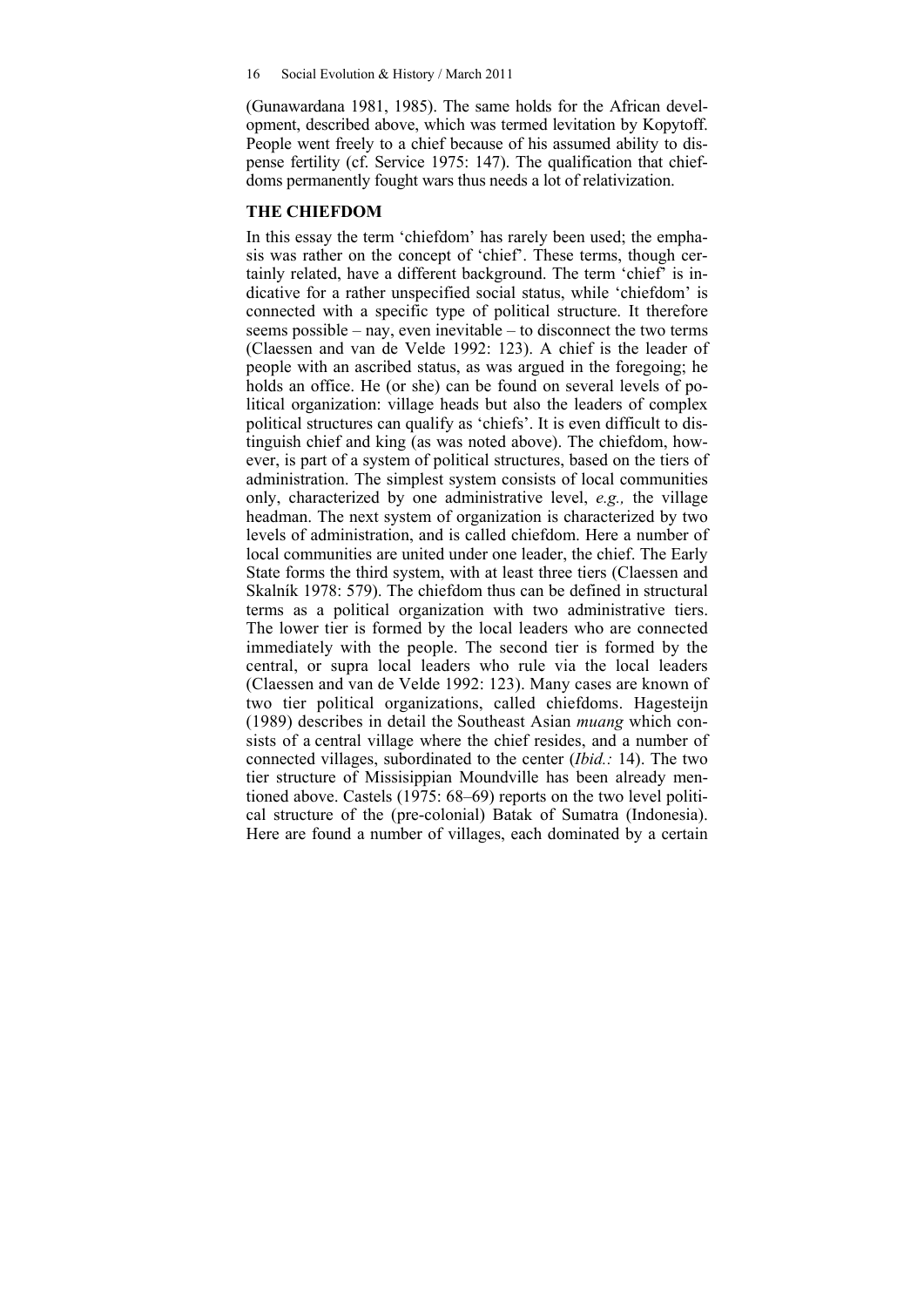(Gunawardana 1981, 1985). The same holds for the African development, described above, which was termed levitation by Kopytoff. People went freely to a chief because of his assumed ability to dispense fertility (cf. Service 1975: 147). The qualification that chiefdoms permanently fought wars thus needs a lot of relativization.

## THE CHIEFDOM

In this essay the term 'chiefdom' has rarely been used; the emphasis was rather on the concept of 'chief'. These terms, though certainly related, have a different background. The term 'chief' is indicative for a rather unspecified social status, while 'chiefdom' is connected with a specific type of political structure. It therefore seems possible – nay, even inevitable – to disconnect the two terms (Claessen and van de Velde 1992: 123). A chief is the leader of people with an ascribed status, as was argued in the foregoing; he holds an office. He (or she) can be found on several levels of political organization: village heads but also the leaders of complex political structures can qualify as 'chiefs'. It is even difficult to distinguish chief and king (as was noted above). The chiefdom, however, is part of a system of political structures, based on the tiers of administration. The simplest system consists of local communities only, characterized by one administrative level, *e.g.,* the village headman. The next system of organization is characterized by two levels of administration, and is called chiefdom. Here a number of local communities are united under one leader, the chief. The Early State forms the third system, with at least three tiers (Claessen and Skalník 1978: 579). The chiefdom thus can be defined in structural terms as a political organization with two administrative tiers. The lower tier is formed by the local leaders who are connected immediately with the people. The second tier is formed by the central, or supra local leaders who rule via the local leaders (Claessen and van de Velde 1992: 123). Many cases are known of two tier political organizations, called chiefdoms. Hagesteijn (1989) describes in detail the Southeast Asian *muang* which consists of a central village where the chief resides, and a number of connected villages, subordinated to the center (*Ibid.:* 14). The two tier structure of Missisippian Moundville has been already mentioned above. Castels (1975: 68–69) reports on the two level political structure of the (pre-colonial) Batak of Sumatra (Indonesia). Here are found a number of villages, each dominated by a certain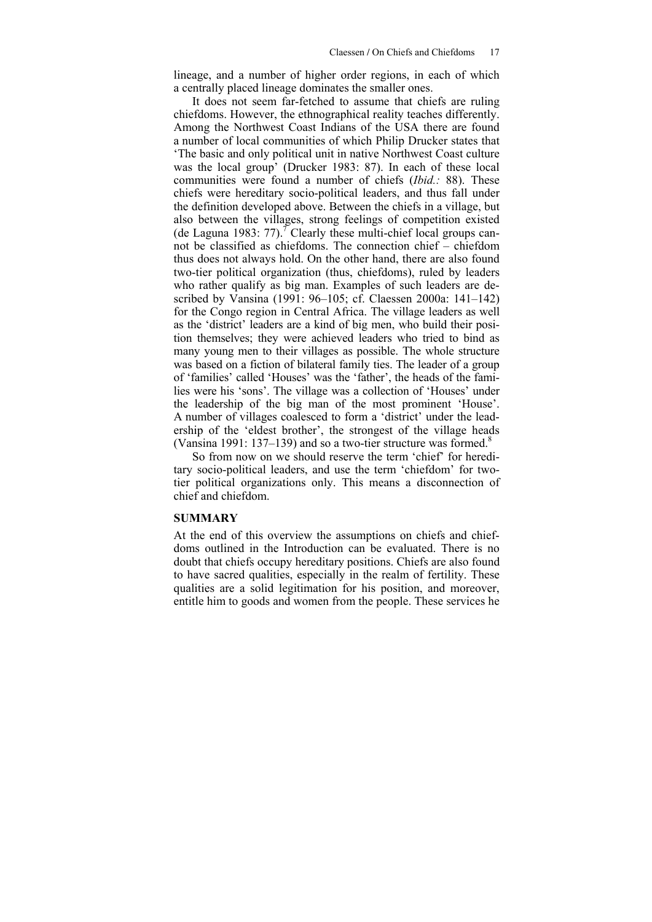lineage, and a number of higher order regions, in each of which a centrally placed lineage dominates the smaller ones.

It does not seem far-fetched to assume that chiefs are ruling chiefdoms. However, the ethnographical reality teaches differently. Among the Northwest Coast Indians of the USA there are found a number of local communities of which Philip Drucker states that 'The basic and only political unit in native Northwest Coast culture was the local group' (Drucker 1983: 87). In each of these local communities were found a number of chiefs (*Ibid.:* 88). These chiefs were hereditary socio-political leaders, and thus fall under the definition developed above. Between the chiefs in a village, but also between the villages, strong feelings of competition existed (de Laguna 1983: 77).[7] Clearly these multi-chief local groups cannot be classified as chiefdoms. The connection chief – chiefdom thus does not always hold. On the other hand, there are also found two-tier political organization (thus, chiefdoms), ruled by leaders who rather qualify as big man. Examples of such leaders are described by Vansina (1991: 96–105; cf. Claessen 2000a: 141–142) for the Congo region in Central Africa. The village leaders as well as the 'district' leaders are a kind of big men, who build their position themselves; they were achieved leaders who tried to bind as many young men to their villages as possible. The whole structure was based on a fiction of bilateral family ties. The leader of a group of 'families' called 'Houses' was the 'father', the heads of the families were his 'sons'. The village was a collection of 'Houses' under the leadership of the big man of the most prominent 'House'. A number of villages coalesced to form a 'district' under the leadership of the 'eldest brother', the strongest of the village heads (Vansina 1991: 137–139) and so a two-tier structure was formed.[8]

So from now on we should reserve the term 'chief' for hereditary socio-political leaders, and use the term 'chiefdom' for two-tier political organizations only. This means a disconnection of chief and chiefdom.

## SUMMARY

At the end of this overview the assumptions on chiefs and chiefdoms outlined in the Introduction can be evaluated. There is no doubt that chiefs occupy hereditary positions. Chiefs are also found to have sacred qualities, especially in the realm of fertility. These qualities are a solid legitimation for his position, and moreover, entitle him to goods and women from the people. These services he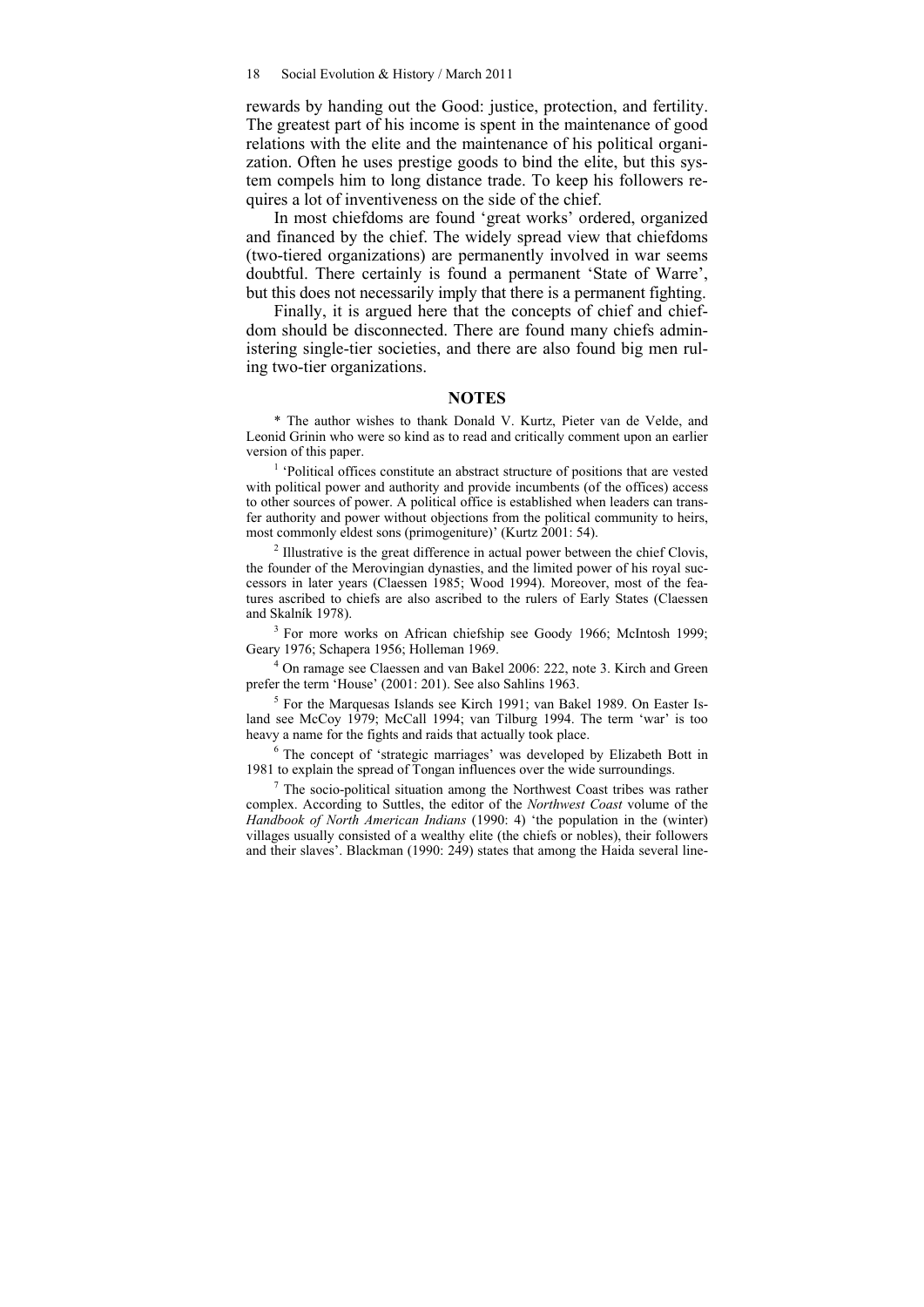rewards by handing out the Good: justice, protection, and fertility. The greatest part of his income is spent in the maintenance of good relations with the elite and the maintenance of his political organization. Often he uses prestige goods to bind the elite, but this system compels him to long distance trade. To keep his followers requires a lot of inventiveness on the side of the chief.

In most chiefdoms are found 'great works' ordered, organized and financed by the chief. The widely spread view that chiefdoms (two-tiered organizations) are permanently involved in war seems doubtful. There certainly is found a permanent 'State of Warre', but this does not necessarily imply that there is a permanent fighting.

Finally, it is argued here that the concepts of chief and chiefdom should be disconnected. There are found many chiefs administering single-tier societies, and there are also found big men ruling two-tier organizations.

## NOTES

* The author wishes to thank Donald V. Kurtz, Pieter van de Velde, and Leonid Grinin who were so kind as to read and critically comment upon an earlier version of this paper.

[1] 'Political offices constitute an abstract structure of positions that are vested with political power and authority and provide incumbents (of the offices) access to other sources of power. A political office is established when leaders can transfer authority and power without objections from the political community to heirs, most commonly eldest sons (primogeniture)' (Kurtz 2001: 54).

[2] Illustrative is the great difference in actual power between the chief Clovis, the founder of the Merovingian dynasties, and the limited power of his royal successors in later years (Claessen 1985; Wood 1994). Moreover, most of the features ascribed to chiefs are also ascribed to the rulers of Early States (Claessen and Skalník 1978).

[3] For more works on African chiefship see Goody 1966; McIntosh 1999; Geary 1976; Schapera 1956; Holleman 1969.

[4] On ramage see Claessen and van Bakel 2006: 222, note 3. Kirch and Green prefer the term 'House' (2001: 201). See also Sahlins 1963.

[5] For the Marquesas Islands see Kirch 1991; van Bakel 1989. On Easter Island see McCoy 1979; McCall 1994; van Tilburg 1994. The term 'war' is too heavy a name for the fights and raids that actually took place.

[6] The concept of 'strategic marriages' was developed by Elizabeth Bott in 1981 to explain the spread of Tongan influences over the wide surroundings.

[7] The socio-political situation among the Northwest Coast tribes was rather complex. According to Suttles, the editor of the *Northwest Coast* volume of the *Handbook of North American Indians* (1990: 4) 'the population in the (winter) villages usually consisted of a wealthy elite (the chiefs or nobles), their followers and their slaves'. Blackman (1990: 249) states that among the Haida several line-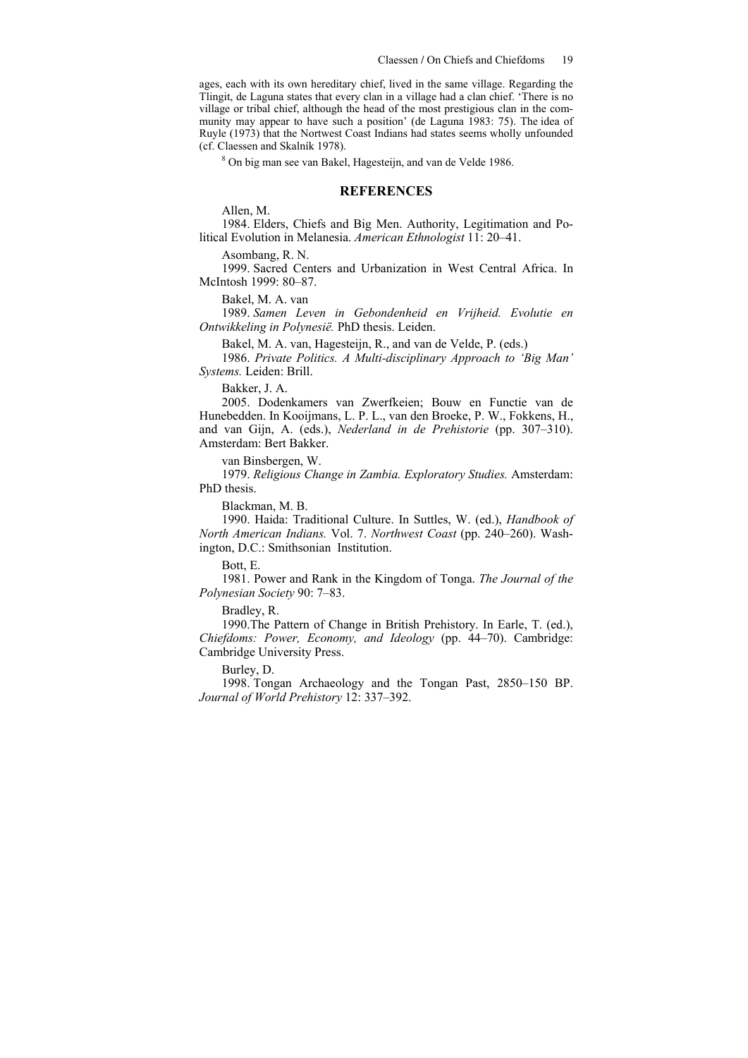ages, each with its own hereditary chief, lived in the same village. Regarding the Tlingit, de Laguna states that every clan in a village had a clan chief. 'There is no village or tribal chief, although the head of the most prestigious clan in the community may appear to have such a position' (de Laguna 1983: 75). The idea of Ruyle (1973) that the Nortwest Coast Indians had states seems wholly unfounded (cf. Claessen and Skalník 1978).

[8] On big man see van Bakel, Hagesteijn, and van de Velde 1986.

## REFERENCES

Allen, M.

1984. Elders, Chiefs and Big Men. Authority, Legitimation and Political Evolution in Melanesia. *American Ethnologist* 11: 20–41.

Asombang, R. N.

1999. Sacred Centers and Urbanization in West Central Africa. In McIntosh 1999: 80–87.

Bakel, M. A. van

1989. *Samen Leven in Gebondenheid en Vrijheid. Evolutie en Ontwikkeling in Polynesië.* PhD thesis. Leiden.

Bakel, M. A. van, Hagesteijn, R., and van de Velde, P. (eds.)

1986. *Private Politics. A Multi-disciplinary Approach to 'Big Man' Systems.* Leiden: Brill.

Bakker, J. A.

2005. Dodenkamers van Zwerfkeien; Bouw en Functie van de Hunebedden. In Kooijmans, L. P. L., van den Broeke, P. W., Fokkens, H., and van Gijn, A. (eds.), *Nederland in de Prehistorie* (pp. 307–310). Amsterdam: Bert Bakker.

van Binsbergen, W.

1979. *Religious Change in Zambia. Exploratory Studies.* Amsterdam: PhD thesis.

Blackman, M. B.

1990. Haida: Traditional Culture. In Suttles, W. (ed.), *Handbook of North American Indians.* Vol. 7. *Northwest Coast* (pp. 240–260). Washington, D.C.: Smithsonian Institution.

Bott, E.

1981. Power and Rank in the Kingdom of Tonga. *The Journal of the Polynesian Society* 90: 7–83.

Bradley, R.

1990. The Pattern of Change in British Prehistory. In Earle, T. (ed.), *Chiefdoms: Power, Economy, and Ideology* (pp. 44–70). Cambridge: Cambridge University Press.

Burley, D.

1998. Tongan Archaeology and the Tongan Past, 2850–150 BP. *Journal of World Prehistory* 12: 337–392.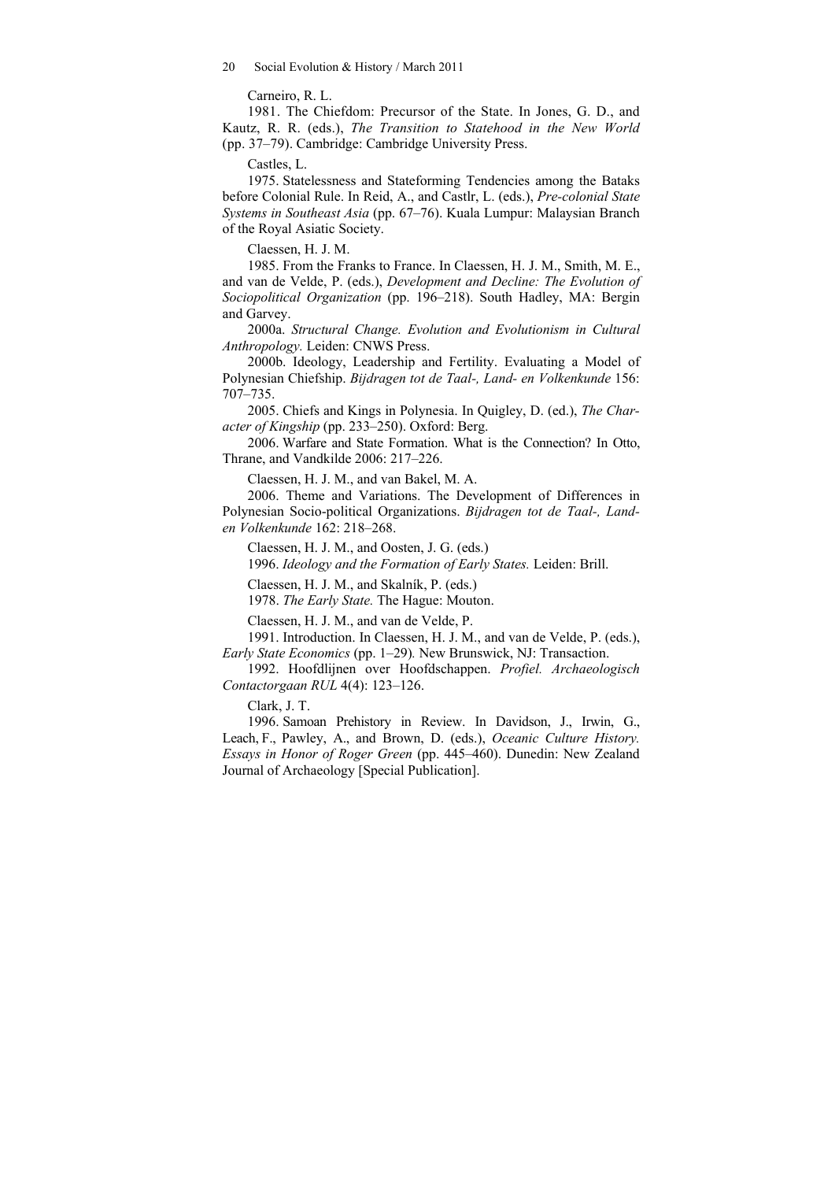Carneiro, R. L.

1981. The Chiefdom: Precursor of the State. In Jones, G. D., and Kautz, R. R. (eds.), *The Transition to Statehood in the New World* (pp. 37–79). Cambridge: Cambridge University Press.

Castles, L.

1975. Statelessness and Stateforming Tendencies among the Bataks before Colonial Rule. In Reid, A., and Castlr, L. (eds.), *Pre-colonial State Systems in Southeast Asia* (pp. 67–76). Kuala Lumpur: Malaysian Branch of the Royal Asiatic Society.

Claessen, H. J. M.

1985. From the Franks to France. In Claessen, H. J. M., Smith, M. E., and van de Velde, P. (eds.), *Development and Decline: The Evolution of Sociopolitical Organization* (pp. 196–218). South Hadley, MA: Bergin and Garvey.

2000a. *Structural Change. Evolution and Evolutionism in Cultural Anthropology.* Leiden: CNWS Press.

2000b. Ideology, Leadership and Fertility. Evaluating a Model of Polynesian Chiefship. *Bijdragen tot de Taal-, Land- en Volkenkunde* 156: 707–735.

2005. Chiefs and Kings in Polynesia. In Quigley, D. (ed.), *The Character of Kingship* (pp. 233–250). Oxford: Berg.

2006. Warfare and State Formation. What is the Connection? In Otto, Thrane, and Vandkilde 2006: 217–226.

Claessen, H. J. M., and van Bakel, M. A.

2006. Theme and Variations. The Development of Differences in Polynesian Socio-political Organizations. *Bijdragen tot de Taal-, Land- en Volkenkunde* 162: 218–268.

Claessen, H. J. M., and Oosten, J. G. (eds.)

1996. *Ideology and the Formation of Early States.* Leiden: Brill.

Claessen, H. J. M., and Skalník, P. (eds.)

1978. *The Early State.* The Hague: Mouton.

Claessen, H. J. M., and van de Velde, P.

1991. Introduction. In Claessen, H. J. M., and van de Velde, P. (eds.), *Early State Economics* (pp. 1–29)*.* New Brunswick, NJ: Transaction.

1992. Hoofdlijnen over Hoofdschappen. *Profiel. Archaeologisch Contactorgaan RUL* 4(4): 123–126.

Clark, J. T.

1996. Samoan Prehistory in Review. In Davidson, J., Irwin, G., Leach, F., Pawley, A., and Brown, D. (eds.), *Oceanic Culture History. Essays in Honor of Roger Green* (pp. 445–460). Dunedin: New Zealand Journal of Archaeology [Special Publication].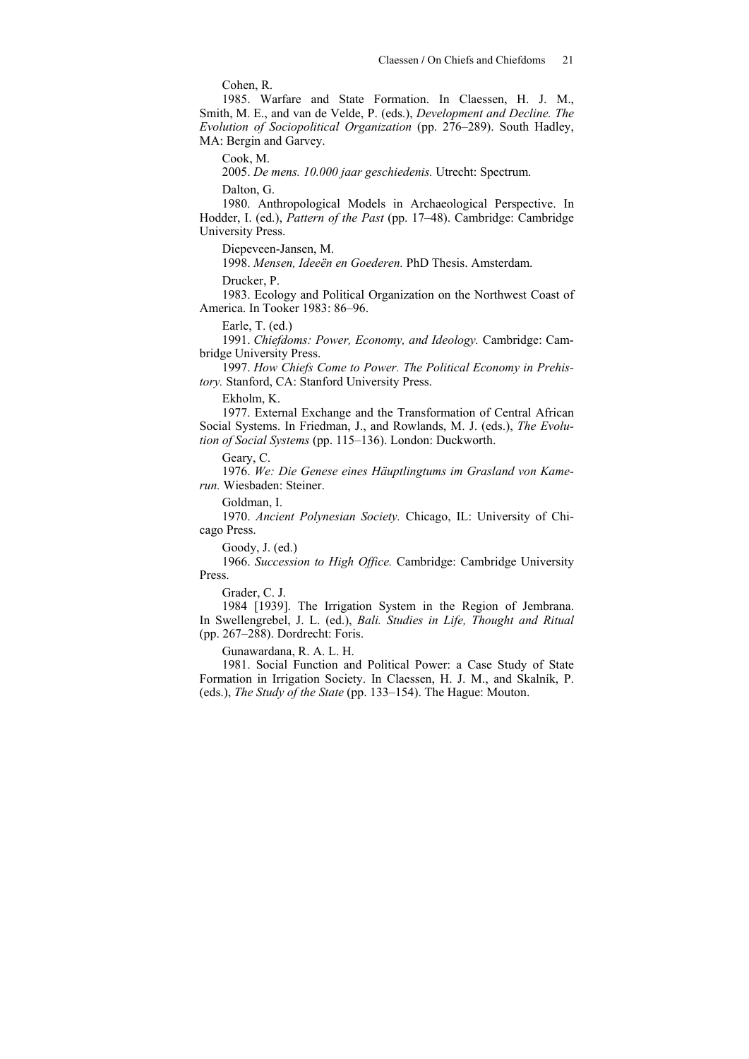Cohen, R.

1985. Warfare and State Formation. In Claessen, H. J. M., Smith, M. E., and van de Velde, P. (eds.), *Development and Decline. The Evolution of Sociopolitical Organization* (pp. 276–289). South Hadley, MA: Bergin and Garvey.

Cook, M.

2005. *De mens. 10.000 jaar geschiedenis.* Utrecht: Spectrum.

Dalton, G.

1980. Anthropological Models in Archaeological Perspective. In Hodder, I. (ed.), *Pattern of the Past* (pp. 17–48). Cambridge: Cambridge University Press.

Diepeveen-Jansen, M.

1998. *Mensen, Ideeën en Goederen.* PhD Thesis. Amsterdam.

Drucker, P.

1983. Ecology and Political Organization on the Northwest Coast of America. In Tooker 1983: 86–96.

Earle, T. (ed.)

1991. *Chiefdoms: Power, Economy, and Ideology.* Cambridge: Cambridge University Press.

1997. *How Chiefs Come to Power. The Political Economy in Prehistory.* Stanford, CA: Stanford University Press.

Ekholm, K.

1977. External Exchange and the Transformation of Central African Social Systems. In Friedman, J., and Rowlands, M. J. (eds.), *The Evolution of Social Systems* (pp. 115–136). London: Duckworth.

Geary, C.

1976. *We: Die Genese eines Häuptlingtums im Grasland von Kamerun.* Wiesbaden: Steiner.

Goldman, I.

1970. *Ancient Polynesian Society.* Chicago, IL: University of Chicago Press.

Goody, J. (ed.)

1966. *Succession to High Office.* Cambridge: Cambridge University Press.

Grader, C. J.

1984 [1939]. The Irrigation System in the Region of Jembrana. In Swellengrebel, J. L. (ed.), *Bali. Studies in Life, Thought and Ritual* (pp. 267–288). Dordrecht: Foris.

Gunawardana, R. A. L. H.

1981. Social Function and Political Power: a Case Study of State Formation in Irrigation Society. In Claessen, H. J. M., and Skalník, P. (eds.), *The Study of the State* (pp. 133–154). The Hague: Mouton.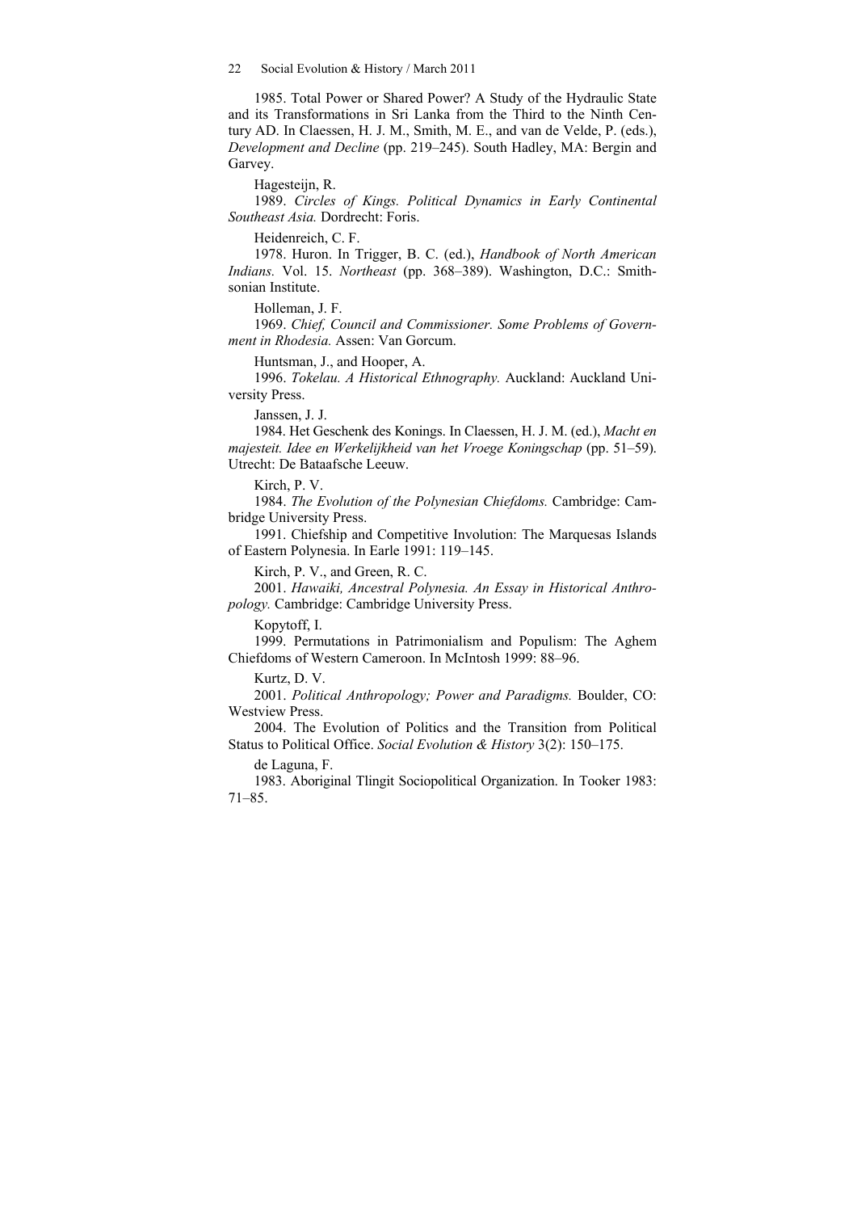1985. Total Power or Shared Power? A Study of the Hydraulic State and its Transformations in Sri Lanka from the Third to the Ninth Century AD. In Claessen, H. J. M., Smith, M. E., and van de Velde, P. (eds.), *Development and Decline* (pp. 219–245). South Hadley, MA: Bergin and Garvey.

Hagesteijn, R.

1989. *Circles of Kings. Political Dynamics in Early Continental Southeast Asia.* Dordrecht: Foris.

Heidenreich, C. F.

1978. Huron. In Trigger, B. C. (ed.), *Handbook of North American Indians.* Vol. 15. *Northeast* (pp. 368–389). Washington, D.C.: Smithsonian Institute.

Holleman, J. F.

1969. *Chief, Council and Commissioner. Some Problems of Government in Rhodesia.* Assen: Van Gorcum.

Huntsman, J., and Hooper, A.

1996. *Tokelau. A Historical Ethnography.* Auckland: Auckland University Press.

Janssen, J. J.

1984. Het Geschenk des Konings. In Claessen, H. J. M. (ed.), *Macht en majesteit. Idee en Werkelijkheid van het Vroege Koningschap* (pp. 51–59). Utrecht: De Bataafsche Leeuw.

Kirch, P. V.

1984. *The Evolution of the Polynesian Chiefdoms.* Cambridge: Cambridge University Press.

1991. Chiefship and Competitive Involution: The Marquesas Islands of Eastern Polynesia. In Earle 1991: 119–145.

Kirch, P. V., and Green, R. C.

2001. *Hawaiki, Ancestral Polynesia. An Essay in Historical Anthropology.* Cambridge: Cambridge University Press.

Kopytoff, I.

1999. Permutations in Patrimonialism and Populism: The Aghem Chiefdoms of Western Cameroon. In McIntosh 1999: 88–96.

Kurtz, D. V.

2001. *Political Anthropology; Power and Paradigms.* Boulder, CO: Westview Press.

2004. The Evolution of Politics and the Transition from Political Status to Political Office. *Social Evolution & History* 3(2): 150–175.

de Laguna, F.

1983. Aboriginal Tlingit Sociopolitical Organization. In Tooker 1983: 71–85.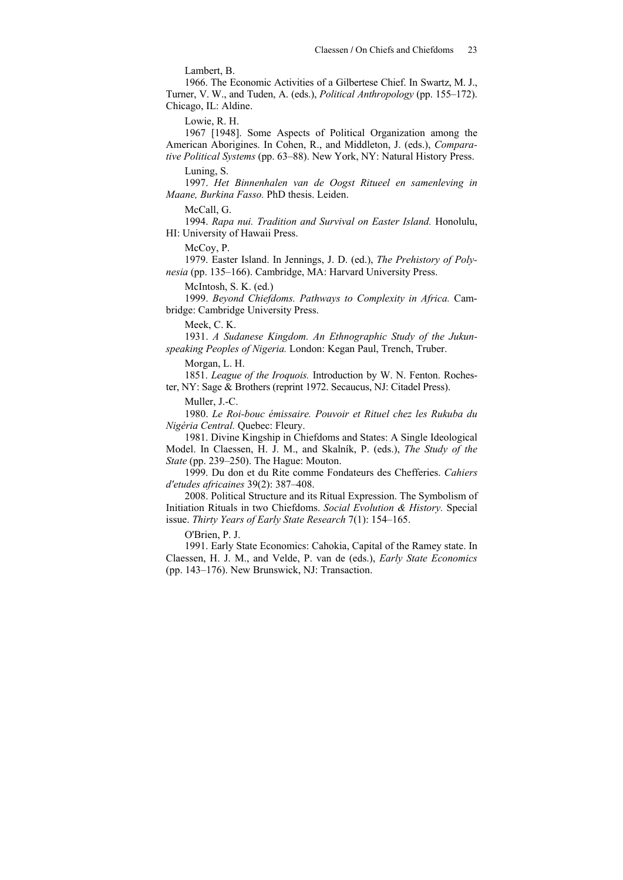Lambert, B.

1966. The Economic Activities of a Gilbertese Chief. In Swartz, M. J., Turner, V. W., and Tuden, A. (eds.), *Political Anthropology* (pp. 155–172). Chicago, IL: Aldine.

Lowie, R. H.

1967 [1948]. Some Aspects of Political Organization among the American Aborigines. In Cohen, R., and Middleton, J. (eds.), *Comparative Political Systems* (pp. 63–88). New York, NY: Natural History Press.

Luning, S.

1997. *Het Binnenhalen van de Oogst Ritueel en samenleving in Maane, Burkina Fasso.* PhD thesis. Leiden.

McCall, G.

1994. *Rapa nui. Tradition and Survival on Easter Island.* Honolulu, HI: University of Hawaii Press.

McCoy, P.

1979. Easter Island. In Jennings, J. D. (ed.), *The Prehistory of Polynesia* (pp. 135–166). Cambridge, MA: Harvard University Press.

McIntosh, S. K. (ed.)

1999. *Beyond Chiefdoms. Pathways to Complexity in Africa.* Cambridge: Cambridge University Press.

Meek, C. K.

1931. *A Sudanese Kingdom. An Ethnographic Study of the Jukun-speaking Peoples of Nigeria.* London: Kegan Paul, Trench, Truber.

Morgan, L. H.

1851. *League of the Iroquois.* Introduction by W. N. Fenton. Rochester, NY: Sage & Brothers (reprint 1972. Secaucus, NJ: Citadel Press).

Muller, J.-C.

1980. *Le Roi-bouc émissaire. Pouvoir et Rituel chez les Rukuba du Nigéria Central.* Quebec: Fleury.

1981. Divine Kingship in Chiefdoms and States: A Single Ideological Model. In Claessen, H. J. M., and Skalník, P. (eds.), *The Study of the State* (pp. 239–250). The Hague: Mouton.

1999. Du don et du Rite comme Fondateurs des Chefferies. *Cahiers d'etudes africaines* 39(2): 387–408.

2008. Political Structure and its Ritual Expression. The Symbolism of Initiation Rituals in two Chiefdoms. *Social Evolution & History.* Special issue. *Thirty Years of Early State Research* 7(1): 154–165.

O'Brien, P. J.

1991. Early State Economics: Cahokia, Capital of the Ramey state. In Claessen, H. J. M., and Velde, P. van de (eds.), *Early State Economics* (pp. 143–176). New Brunswick, NJ: Transaction.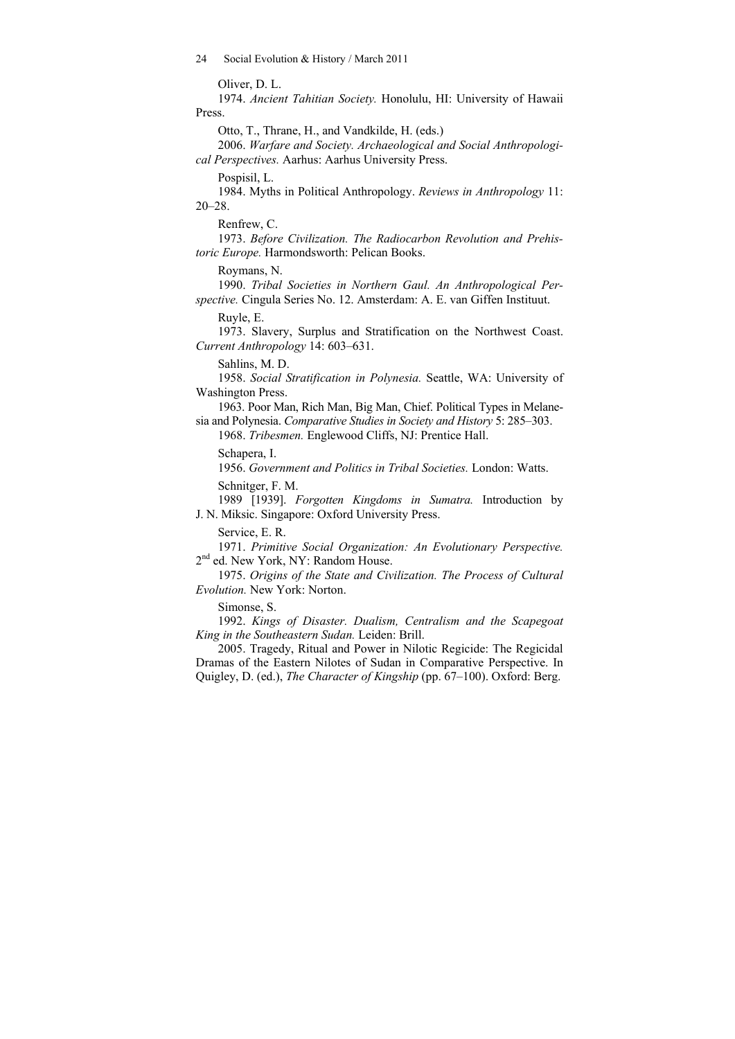Oliver, D. L.

1974. *Ancient Tahitian Society.* Honolulu, HI: University of Hawaii Press.

Otto, T., Thrane, H., and Vandkilde, H. (eds.)

2006. *Warfare and Society. Archaeological and Social Anthropological Perspectives.* Aarhus: Aarhus University Press.

Pospisil, L.

1984. Myths in Political Anthropology. *Reviews in Anthropology* 11: 20–28.

Renfrew, C.

1973. *Before Civilization. The Radiocarbon Revolution and Prehistoric Europe.* Harmondsworth: Pelican Books.

Roymans, N.

1990. *Tribal Societies in Northern Gaul. An Anthropological Perspective.* Cingula Series No. 12. Amsterdam: A. E. van Giffen Instituut.

Ruyle, E.

1973. Slavery, Surplus and Stratification on the Northwest Coast. *Current Anthropology* 14: 603–631.

Sahlins, M. D.

1958. *Social Stratification in Polynesia.* Seattle, WA: University of Washington Press.

1963. Poor Man, Rich Man, Big Man, Chief. Political Types in Melanesia and Polynesia. *Comparative Studies in Society and History* 5: 285–303.

1968. *Tribesmen.* Englewood Cliffs, NJ: Prentice Hall.

Schapera, I.

1956. *Government and Politics in Tribal Societies.* London: Watts.

Schnitger, F. M.

1989 [1939]. *Forgotten Kingdoms in Sumatra.* Introduction by J. N. Miksic. Singapore: Oxford University Press.

Service, E. R.

1971. *Primitive Social Organization: An Evolutionary Perspective.* 2nd ed. New York, NY: Random House.

1975. *Origins of the State and Civilization. The Process of Cultural Evolution.* New York: Norton.

Simonse, S.

1992. *Kings of Disaster. Dualism, Centralism and the Scapegoat King in the Southeastern Sudan.* Leiden: Brill.

2005. Tragedy, Ritual and Power in Nilotic Regicide: The Regicidal Dramas of the Eastern Nilotes of Sudan in Comparative Perspective. In Quigley, D. (ed.), *The Character of Kingship* (pp. 67–100). Oxford: Berg.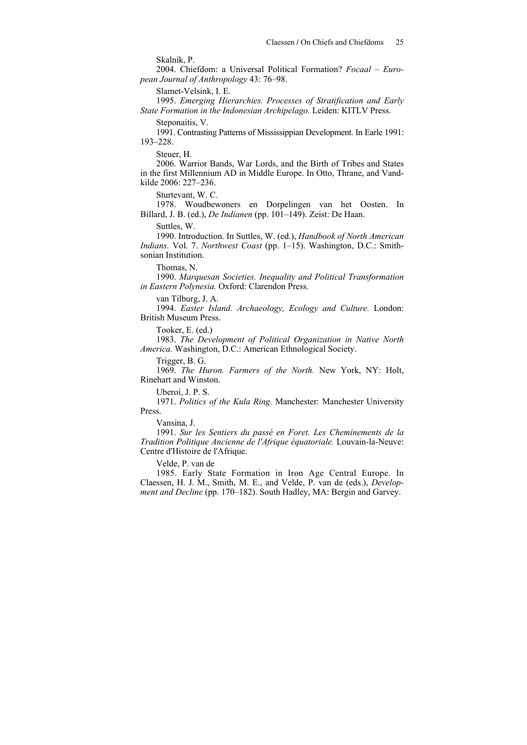Skalník, P.

2004. Chiefdom: a Universal Political Formation? *Focaal – European Journal of Anthropology* 43: 76–98.

Slamet-Velsink, I. E.

1995. *Emerging Hierarchies. Processes of Stratification and Early State Formation in the Indonesian Archipelago.* Leiden: KITLV Press.

Steponaitis, V.

1991. Contrasting Patterns of Mississippian Development. In Earle 1991: 193–228.

Steuer, H.

2006. Warrior Bands, War Lords, and the Birth of Tribes and States in the first Millennium AD in Middle Europe. In Otto, Thrane, and Vandkilde 2006: 227–236.

Sturtevant, W. C.

1978. Woudbewoners en Dorpelingen van het Oosten. In Billard, J. B. (ed.), *De Indianen* (pp. 101–149). Zeist: De Haan.

Suttles, W.

1990. Introduction. In Suttles, W. (ed.), *Handbook of North American Indians.* Vol. 7. *Northwest Coast* (pp. 1–15). Washington, D.C.: Smithsonian Institution.

Thomas, N.

1990. *Marquesan Societies. Inequality and Political Transformation in Eastern Polynesia.* Oxford: Clarendon Press.

van Tilburg, J. A.

1994. *Easter Island. Archaeology, Ecology and Culture.* London: British Museum Press.

Tooker, E. (ed.)

1983. *The Development of Political Organization in Native North America.* Washington, D.C.: American Ethnological Society.

Trigger, B. G.

1969. *The Huron. Farmers of the North.* New York, NY: Holt, Rinehart and Winston.

Uberoi, J. P. S.

1971. *Politics of the Kula Ring.* Manchester: Manchester University Press.

Vansina, J.

1991. *Sur les Sentiers du passé en Foret. Les Cheminements de la Tradition Politique Ancienne de l'Afrique équatoriale.* Louvain-la-Neuve: Centre d'Histoire de l'Afrique.

Velde, P. van de

1985. Early State Formation in Iron Age Central Europe. In Claessen, H. J. M., Smith, M. E., and Velde, P. van de (eds.), *Development and Decline* (pp. 170–182). South Hadley, MA: Bergin and Garvey.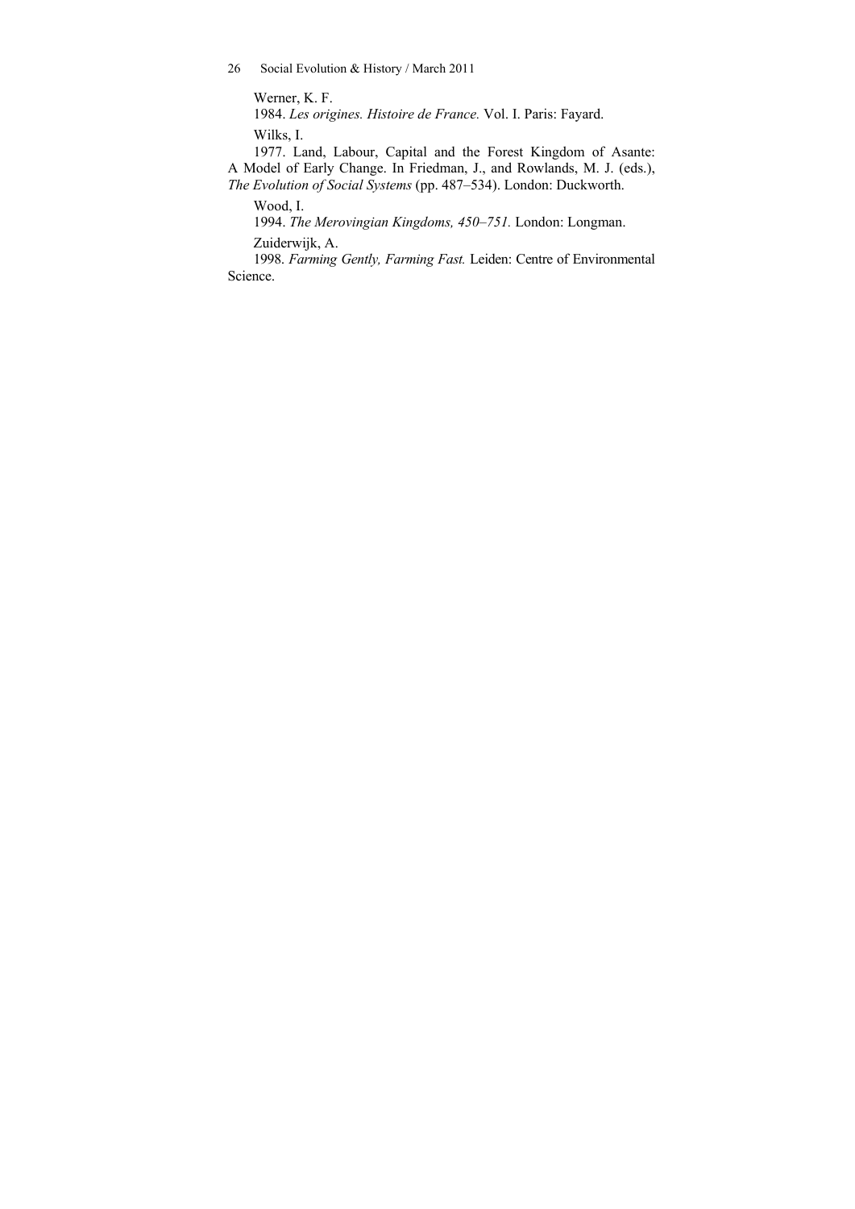Werner, K. F.

1984. *Les origines. Histoire de France.* Vol. I. Paris: Fayard.

Wilks, I.

1977. Land, Labour, Capital and the Forest Kingdom of Asante: A Model of Early Change. In Friedman, J., and Rowlands, M. J. (eds.), *The Evolution of Social Systems* (pp. 487–534). London: Duckworth.

Wood, I.

1994. *The Merovingian Kingdoms, 450–751.* London: Longman.

Zuiderwijk, A.

1998. *Farming Gently, Farming Fast.* Leiden: Centre of Environmental Science.